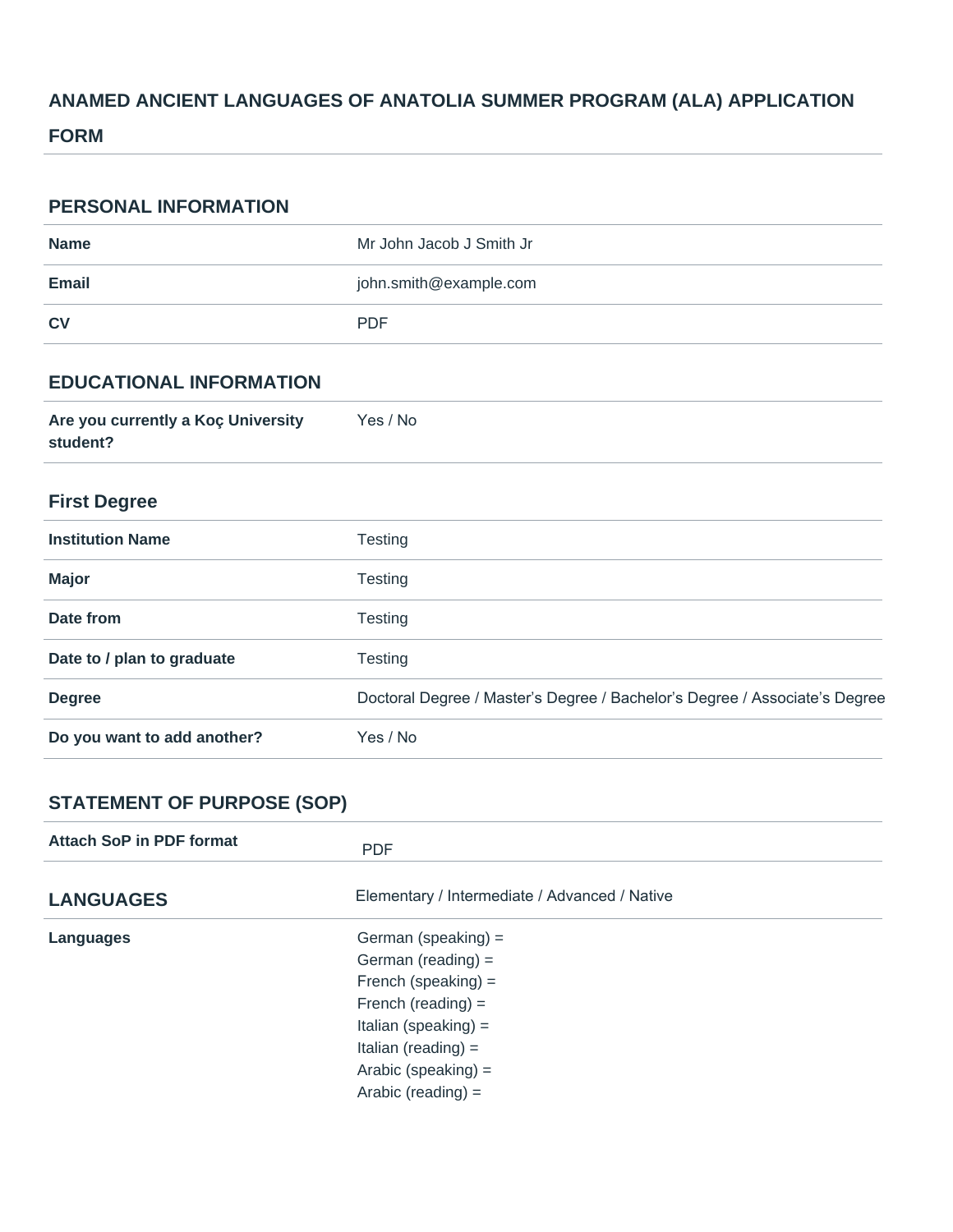## ANAMED ANCIENT LANGUAGES OF ANATOLIA SUMMER PROGRAM (ALA) APPLICATION FORM

### PERSONAL INFORMATION

| | |
|---|---|
| **Name** | Mr John Jacob J Smith Jr |
| **Email** | john.smith@example.com |
| **CV** | PDF |

### EDUCATIONAL INFORMATION

| | |
|---|---|
| **Are you currently a Koç University student?** | Yes / No |

### First Degree

| | |
|---|---|
| **Institution Name** | Testing |
| **Major** | Testing |
| **Date from** | Testing |
| **Date to / plan to graduate** | Testing |
| **Degree** | Doctoral Degree / Master's Degree / Bachelor's Degree / Associate's Degree |
| **Do you want to add another?** | Yes / No |

### STATEMENT OF PURPOSE (SOP)

| | |
|---|---|
| **Attach SoP in PDF format** | PDF |

### LANGUAGES

| | Elementary / Intermediate / Advanced / Native |
|---|---|
| **Languages** | German (speaking) =<br>German (reading) =<br>French (speaking) =<br>French (reading) =<br>Italian (speaking) =<br>Italian (reading) =<br>Arabic (speaking) =<br>Arabic (reading) = |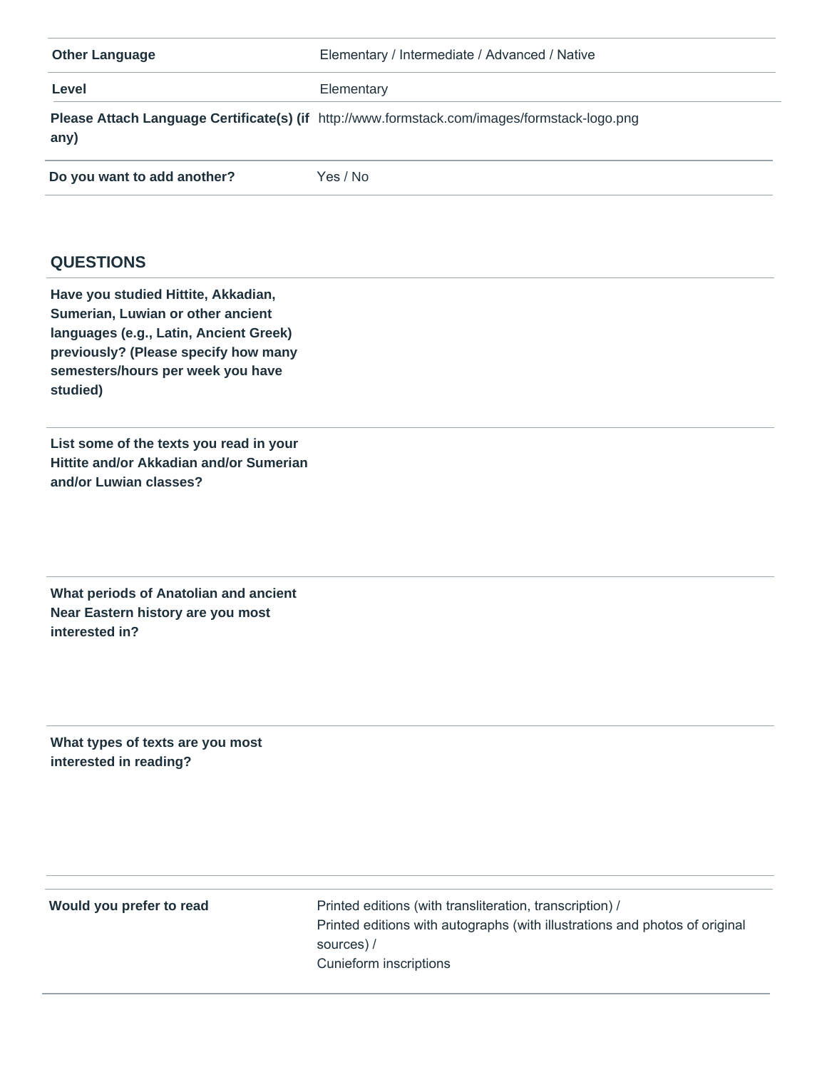| | |
|---|---|
| **Other Language** | Elementary / Intermediate / Advanced / Native |
| **Level** | Elementary |
| **Please Attach Language Certificate(s) (if any)** | http://www.formstack.com/images/formstack-logo.png |
| **Do you want to add another?** | Yes / No |

## QUESTIONS

| | |
|---|---|
| **Have you studied Hittite, Akkadian, Sumerian, Luwian or other ancient languages (e.g., Latin, Ancient Greek) previously? (Please specify how many semesters/hours per week you have studied)** | |
| **List some of the texts you read in your Hittite and/or Akkadian and/or Sumerian and/or Luwian classes?** | |
| **What periods of Anatolian and ancient Near Eastern history are you most interested in?** | |
| **What types of texts are you most interested in reading?** | |

| | |
|---|---|
| **Would you prefer to read** | Printed editions (with transliteration, transcription) / Printed editions with autographs (with illustrations and photos of original sources) / Cunieform inscriptions |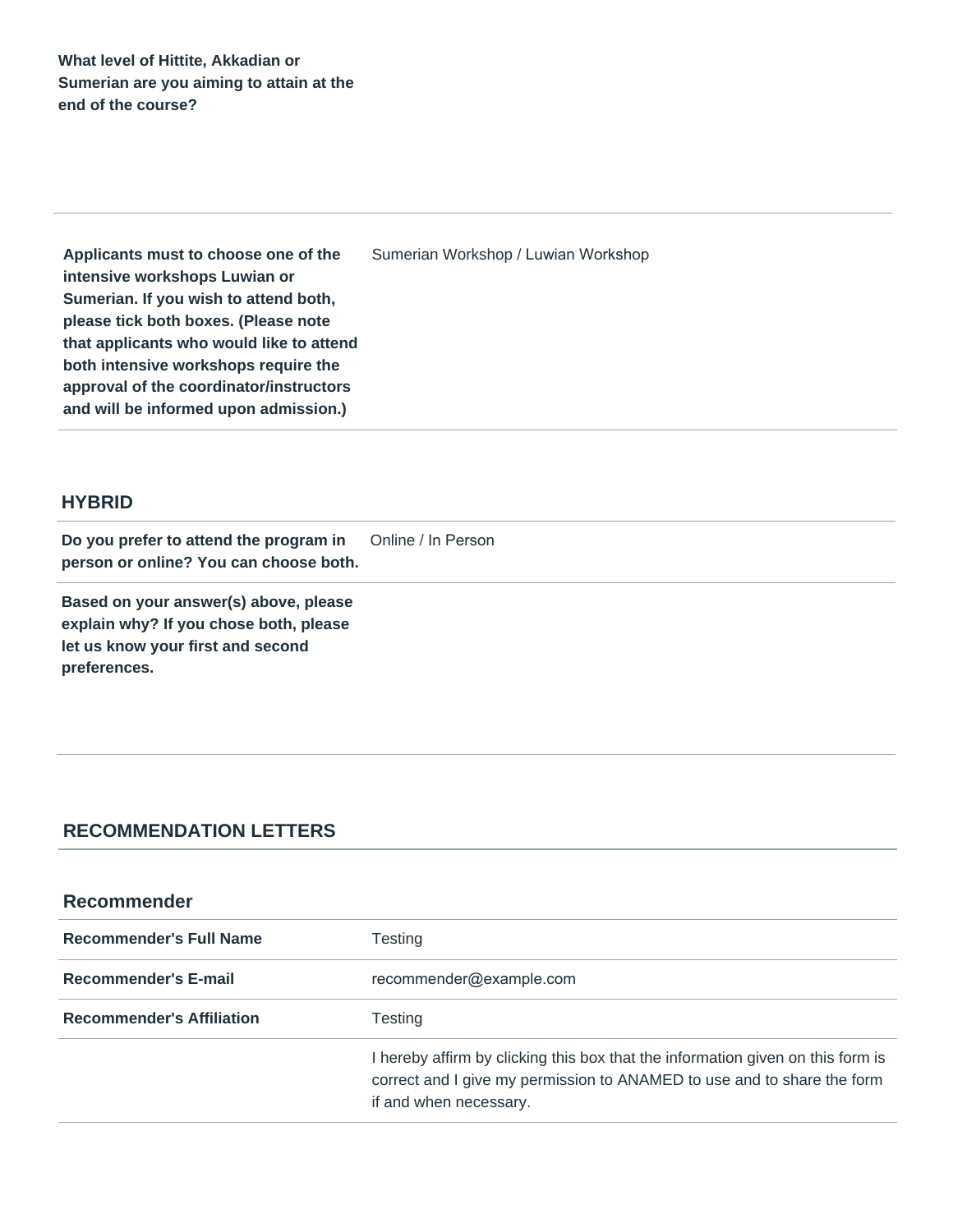| | |
|---|---|
| **What level of Hittite, Akkadian or Sumerian are you aiming to attain at the end of the course?** | |
| **Applicants must to choose one of the intensive workshops Luwian or Sumerian. If you wish to attend both, please tick both boxes. (Please note that applicants who would like to attend both intensive workshops require the approval of the coordinator/instructors and will be informed upon admission.)** | Sumerian Workshop / Luwian Workshop |

## HYBRID

| | |
|---|---|
| **Do you prefer to attend the program in person or online? You can choose both.** | Online / In Person |
| **Based on your answer(s) above, please explain why? If you chose both, please let us know your first and second preferences.** | |

## RECOMMENDATION LETTERS

### Recommender

| | |
|---|---|
| **Recommender's Full Name** | Testing |
| **Recommender's E-mail** | recommender@example.com |
| **Recommender's Affiliation** | Testing |
| | I hereby affirm by clicking this box that the information given on this form is correct and I give my permission to ANAMED to use and to share the form if and when necessary. |